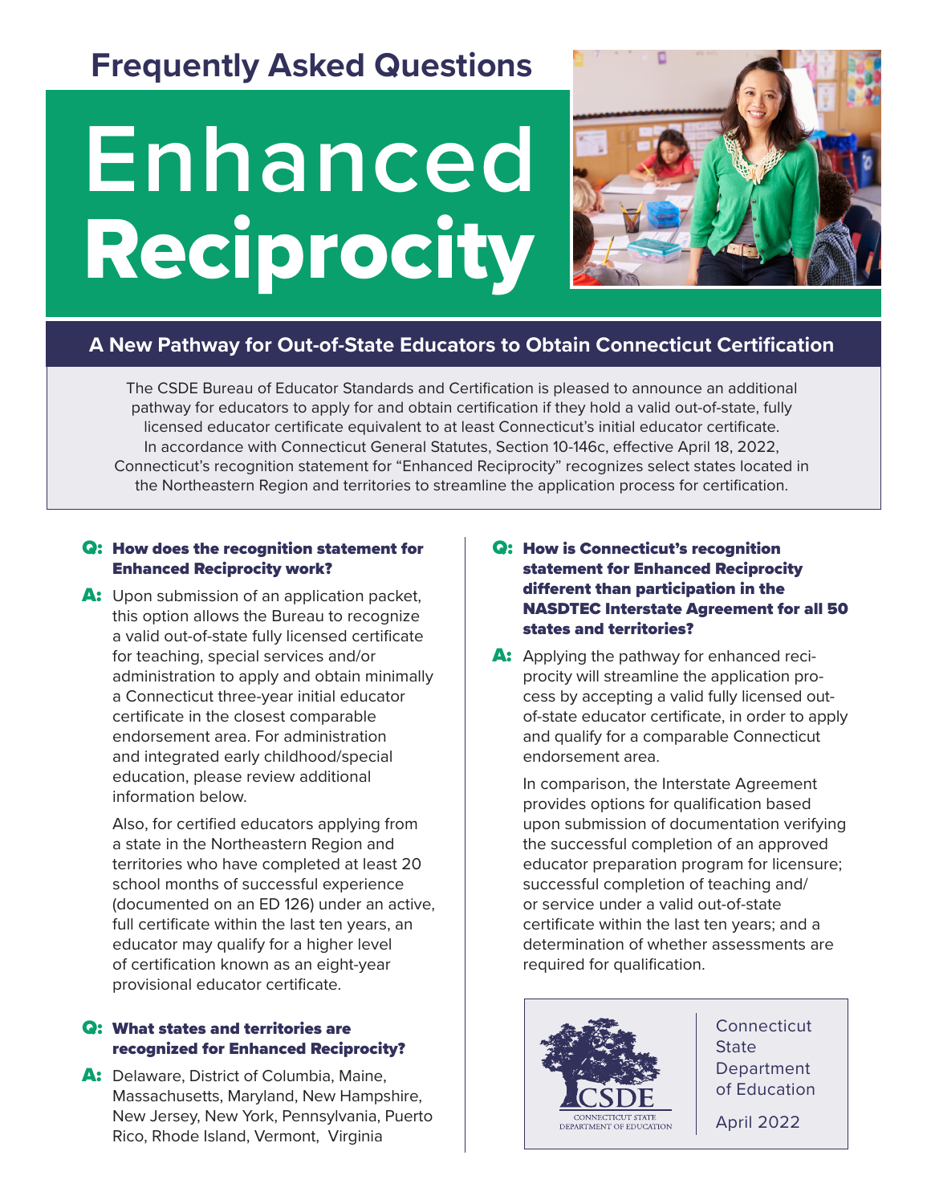## Frequently Asked Questions

# Enhanced Reciprocity

## A New Pathway for Out-of-State Educators to Obtain Connecticut Certification

The CSDE Bureau of Educator Standards and Certification is pleased to announce an additional pathway for educators to apply for and obtain certification if they hold a valid out-of-state, fully licensed educator certificate equivalent to at least Connecticut's initial educator certificate. In accordance with Connecticut General Statutes, Section 10-146c, effective April 18, 2022, Connecticut's recognition statement for "Enhanced Reciprocity" recognizes select states located in the Northeastern Region and territories to streamline the application process for certification.

**Q: How does the recognition statement for Enhanced Reciprocity work?**

**A:** Upon submission of an application packet, this option allows the Bureau to recognize a valid out-of-state fully licensed certificate for teaching, special services and/or administration to apply and obtain minimally a Connecticut three-year initial educator certificate in the closest comparable endorsement area. For administration and integrated early childhood/special education, please review additional information below.

Also, for certified educators applying from a state in the Northeastern Region and territories who have completed at least 20 school months of successful experience (documented on an ED 126) under an active, full certificate within the last ten years, an educator may qualify for a higher level of certification known as an eight-year provisional educator certificate.

**Q: What states and territories are recognized for Enhanced Reciprocity?**

**A:** Delaware, District of Columbia, Maine, Massachusetts, Maryland, New Hampshire, New Jersey, New York, Pennsylvania, Puerto Rico, Rhode Island, Vermont, Virginia

**Q: How is Connecticut's recognition statement for Enhanced Reciprocity different than participation in the NASDTEC Interstate Agreement for all 50 states and territories?**

**A:** Applying the pathway for enhanced reciprocity will streamline the application process by accepting a valid fully licensed out-of-state educator certificate, in order to apply and qualify for a comparable Connecticut endorsement area.

In comparison, the Interstate Agreement provides options for qualification based upon submission of documentation verifying the successful completion of an approved educator preparation program for licensure; successful completion of teaching and/or service under a valid out-of-state certificate within the last ten years; and a determination of whether assessments are required for qualification.

CSDE
CONNECTICUT STATE DEPARTMENT OF EDUCATION

Connecticut State Department of Education

April 2022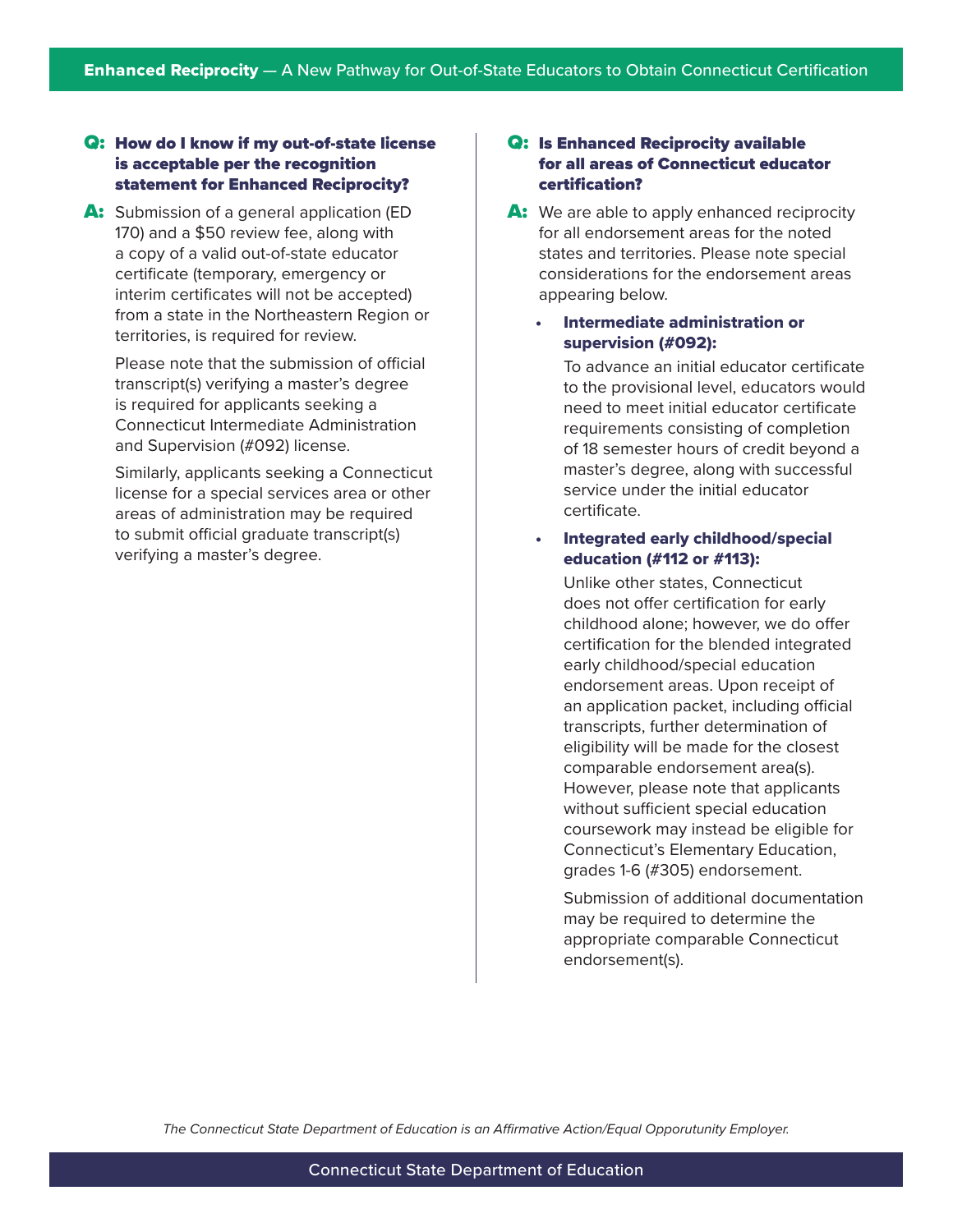**Q: How do I know if my out-of-state license is acceptable per the recognition statement for Enhanced Reciprocity?**

**A:** Submission of a general application (ED 170) and a $50 review fee, along with a copy of a valid out-of-state educator certificate (temporary, emergency or interim certificates will not be accepted) from a state in the Northeastern Region or territories, is required for review.

Please note that the submission of official transcript(s) verifying a master's degree is required for applicants seeking a Connecticut Intermediate Administration and Supervision (#092) license.

Similarly, applicants seeking a Connecticut license for a special services area or other areas of administration may be required to submit official graduate transcript(s) verifying a master's degree.

**Q: Is Enhanced Reciprocity available for all areas of Connecticut educator certification?**

**A:** We are able to apply enhanced reciprocity for all endorsement areas for the noted states and territories. Please note special considerations for the endorsement areas appearing below.

- **Intermediate administration or supervision (#092):**
  To advance an initial educator certificate to the provisional level, educators would need to meet initial educator certificate requirements consisting of completion of 18 semester hours of credit beyond a master's degree, along with successful service under the initial educator certificate.

- **Integrated early childhood/special education (#112 or #113):**
  Unlike other states, Connecticut does not offer certification for early childhood alone; however, we do offer certification for the blended integrated early childhood/special education endorsement areas. Upon receipt of an application packet, including official transcripts, further determination of eligibility will be made for the closest comparable endorsement area(s). However, please note that applicants without sufficient special education coursework may instead be eligible for Connecticut's Elementary Education, grades 1-6 (#305) endorsement.

  Submission of additional documentation may be required to determine the appropriate comparable Connecticut endorsement(s).

*The Connecticut State Department of Education is an Affirmative Action/Equal Opportunity Employer.*